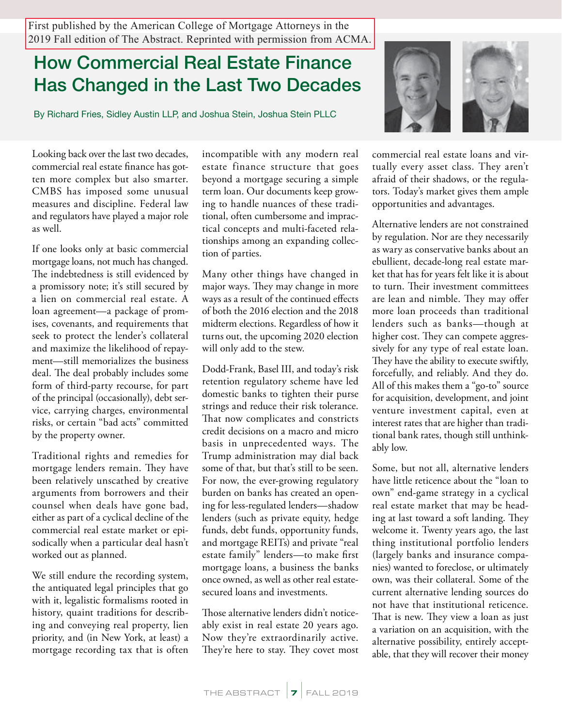First published by the American College of Mortgage Attorneys in the 2019 Fall edition of The Abstract. Reprinted with permission from ACMA.

# How Commercial Real Estate Finance Has Changed in the Last Two Decades

By Richard Fries, Sidley Austin LLP, and Joshua Stein, Joshua Stein PLLC

Looking back over the last two decades, commercial real estate finance has gotten more complex but also smarter. CMBS has imposed some unusual measures and discipline. Federal law and regulators have played a major role as well.

If one looks only at basic commercial mortgage loans, not much has changed. The indebtedness is still evidenced by a promissory note; it's still secured by a lien on commercial real estate. A loan agreement—a package of promises, covenants, and requirements that seek to protect the lender's collateral and maximize the likelihood of repayment—still memorializes the business deal. The deal probably includes some form of third-party recourse, for part of the principal (occasionally), debt service, carrying charges, environmental risks, or certain "bad acts" committed by the property owner.

Traditional rights and remedies for mortgage lenders remain. They have been relatively unscathed by creative arguments from borrowers and their counsel when deals have gone bad, either as part of a cyclical decline of the commercial real estate market or episodically when a particular deal hasn't worked out as planned.

We still endure the recording system, the antiquated legal principles that go with it, legalistic formalisms rooted in history, quaint traditions for describing and conveying real property, lien priority, and (in New York, at least) a mortgage recording tax that is often incompatible with any modern real estate finance structure that goes beyond a mortgage securing a simple term loan. Our documents keep growing to handle nuances of these traditional, often cumbersome and impractical concepts and multi-faceted relationships among an expanding collection of parties.

Many other things have changed in major ways. They may change in more ways as a result of the continued effects of both the 2016 election and the 2018 midterm elections. Regardless of how it turns out, the upcoming 2020 election will only add to the stew.

Dodd-Frank, Basel III, and today's risk retention regulatory scheme have led domestic banks to tighten their purse strings and reduce their risk tolerance. That now complicates and constricts credit decisions on a macro and micro basis in unprecedented ways. The Trump administration may dial back some of that, but that's still to be seen. For now, the ever-growing regulatory burden on banks has created an opening for less-regulated lenders—shadow lenders (such as private equity, hedge funds, debt funds, opportunity funds, and mortgage REITs) and private "real estate family" lenders—to make first mortgage loans, a business the banks once owned, as well as other real estate-secured loans and investments.

Those alternative lenders didn't noticeably exist in real estate 20 years ago. Now they're extraordinarily active. They're here to stay. They covet most commercial real estate loans and virtually every asset class. They aren't afraid of their shadows, or the regulators. Today's market gives them ample opportunities and advantages.

Alternative lenders are not constrained by regulation. Nor are they necessarily as wary as conservative banks about an ebullient, decade-long real estate market that has for years felt like it is about to turn. Their investment committees are lean and nimble. They may offer more loan proceeds than traditional lenders such as banks—though at higher cost. They can compete aggressively for any type of real estate loan. They have the ability to execute swiftly, forcefully, and reliably. And they do. All of this makes them a "go-to" source for acquisition, development, and joint venture investment capital, even at interest rates that are higher than traditional bank rates, though still unthinkably low.

Some, but not all, alternative lenders have little reticence about the "loan to own" end-game strategy in a cyclical real estate market that may be heading at last toward a soft landing. They welcome it. Twenty years ago, the last thing institutional portfolio lenders (largely banks and insurance companies) wanted to foreclose, or ultimately own, was their collateral. Some of the current alternative lending sources do not have that institutional reticence. That is new. They view a loan as just a variation on an acquisition, with the alternative possibility, entirely acceptable, that they will recover their money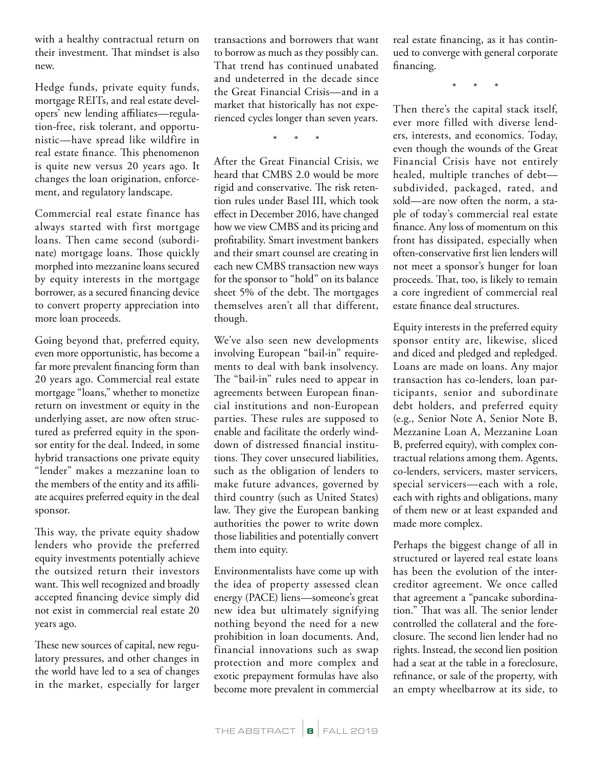with a healthy contractual return on their investment. That mindset is also new.

Hedge funds, private equity funds, mortgage REITs, and real estate developers' new lending affiliates—regulation-free, risk tolerant, and opportunistic—have spread like wildfire in real estate finance. This phenomenon is quite new versus 20 years ago. It changes the loan origination, enforcement, and regulatory landscape.

Commercial real estate finance has always started with first mortgage loans. Then came second (subordinate) mortgage loans. Those quickly morphed into mezzanine loans secured by equity interests in the mortgage borrower, as a secured financing device to convert property appreciation into more loan proceeds.

Going beyond that, preferred equity, even more opportunistic, has become a far more prevalent financing form than 20 years ago. Commercial real estate mortgage "loans," whether to monetize return on investment or equity in the underlying asset, are now often structured as preferred equity in the sponsor entity for the deal. Indeed, in some hybrid transactions one private equity "lender" makes a mezzanine loan to the members of the entity and its affiliate acquires preferred equity in the deal sponsor.

This way, the private equity shadow lenders who provide the preferred equity investments potentially achieve the outsized return their investors want. This well recognized and broadly accepted financing device simply did not exist in commercial real estate 20 years ago.

These new sources of capital, new regulatory pressures, and other changes in the world have led to a sea of changes in the market, especially for larger transactions and borrowers that want to borrow as much as they possibly can. That trend has continued unabated and undeterred in the decade since the Great Financial Crisis—and in a market that historically has not experienced cycles longer than seven years.

\* \* \*

After the Great Financial Crisis, we heard that CMBS 2.0 would be more rigid and conservative. The risk retention rules under Basel III, which took effect in December 2016, have changed how we view CMBS and its pricing and profitability. Smart investment bankers and their smart counsel are creating in each new CMBS transaction new ways for the sponsor to "hold" on its balance sheet 5% of the debt. The mortgages themselves aren't all that different, though.

We've also seen new developments involving European "bail-in" requirements to deal with bank insolvency. The "bail-in" rules need to appear in agreements between European financial institutions and non-European parties. These rules are supposed to enable and facilitate the orderly winddown of distressed financial institutions. They cover unsecured liabilities, such as the obligation of lenders to make future advances, governed by third country (such as United States) law. They give the European banking authorities the power to write down those liabilities and potentially convert them into equity.

Environmentalists have come up with the idea of property assessed clean energy (PACE) liens—someone's great new idea but ultimately signifying nothing beyond the need for a new prohibition in loan documents. And, financial innovations such as swap protection and more complex and exotic prepayment formulas have also become more prevalent in commercial real estate financing, as it has continued to converge with general corporate financing.

\* \* \*

Then there's the capital stack itself, ever more filled with diverse lenders, interests, and economics. Today, even though the wounds of the Great Financial Crisis have not entirely healed, multiple tranches of debt—subdivided, packaged, rated, and sold—are now often the norm, a staple of today's commercial real estate finance. Any loss of momentum on this front has dissipated, especially when often-conservative first lien lenders will not meet a sponsor's hunger for loan proceeds. That, too, is likely to remain a core ingredient of commercial real estate finance deal structures.

Equity interests in the preferred equity sponsor entity are, likewise, sliced and diced and pledged and repledged. Loans are made on loans. Any major transaction has co-lenders, loan participants, senior and subordinate debt holders, and preferred equity (e.g., Senior Note A, Senior Note B, Mezzanine Loan A, Mezzanine Loan B, preferred equity), with complex contractual relations among them. Agents, co-lenders, servicers, master servicers, special servicers—each with a role, each with rights and obligations, many of them new or at least expanded and made more complex.

Perhaps the biggest change of all in structured or layered real estate loans has been the evolution of the intercreditor agreement. We once called that agreement a "pancake subordination." That was all. The senior lender controlled the collateral and the foreclosure. The second lien lender had no rights. Instead, the second lien position had a seat at the table in a foreclosure, refinance, or sale of the property, with an empty wheelbarrow at its side, to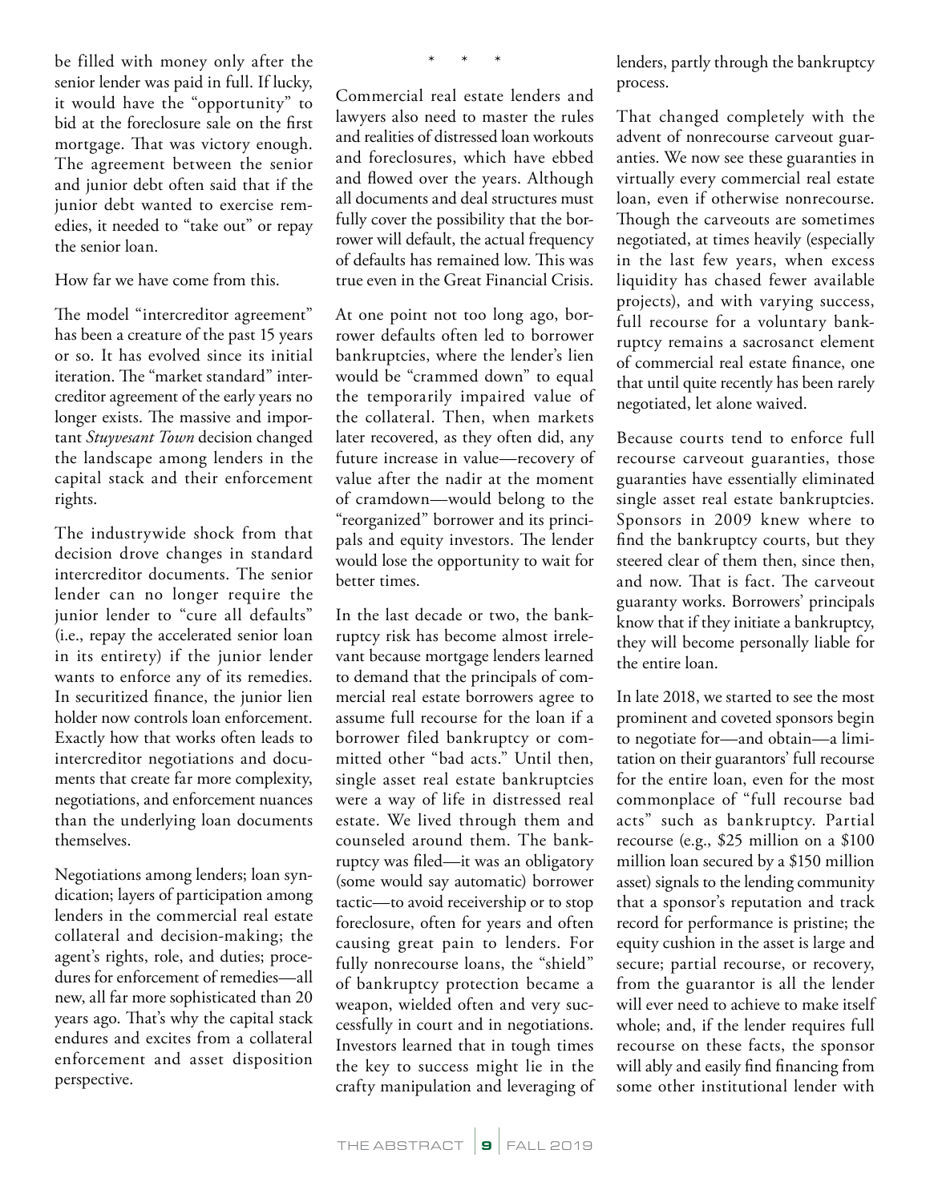be filled with money only after the senior lender was paid in full. If lucky, it would have the "opportunity" to bid at the foreclosure sale on the first mortgage. That was victory enough. The agreement between the senior and junior debt often said that if the junior debt wanted to exercise remedies, it needed to "take out" or repay the senior loan.

How far we have come from this.

The model "intercreditor agreement" has been a creature of the past 15 years or so. It has evolved since its initial iteration. The "market standard" intercreditor agreement of the early years no longer exists. The massive and important *Stuyvesant Town* decision changed the landscape among lenders in the capital stack and their enforcement rights.

The industrywide shock from that decision drove changes in standard intercreditor documents. The senior lender can no longer require the junior lender to "cure all defaults" (i.e., repay the accelerated senior loan in its entirety) if the junior lender wants to enforce any of its remedies. In securitized finance, the junior lien holder now controls loan enforcement. Exactly how that works often leads to intercreditor negotiations and documents that create far more complexity, negotiations, and enforcement nuances than the underlying loan documents themselves.

Negotiations among lenders; loan syndication; layers of participation among lenders in the commercial real estate collateral and decision-making; the agent's rights, role, and duties; procedures for enforcement of remedies—all new, all far more sophisticated than 20 years ago. That's why the capital stack endures and excites from a collateral enforcement and asset disposition perspective.

\* \* \*

Commercial real estate lenders and lawyers also need to master the rules and realities of distressed loan workouts and foreclosures, which have ebbed and flowed over the years. Although all documents and deal structures must fully cover the possibility that the borrower will default, the actual frequency of defaults has remained low. This was true even in the Great Financial Crisis.

At one point not too long ago, borrower defaults often led to borrower bankruptcies, where the lender's lien would be "crammed down" to equal the temporarily impaired value of the collateral. Then, when markets later recovered, as they often did, any future increase in value—recovery of value after the nadir at the moment of cramdown—would belong to the "reorganized" borrower and its principals and equity investors. The lender would lose the opportunity to wait for better times.

In the last decade or two, the bankruptcy risk has become almost irrelevant because mortgage lenders learned to demand that the principals of commercial real estate borrowers agree to assume full recourse for the loan if a borrower filed bankruptcy or committed other "bad acts." Until then, single asset real estate bankruptcies were a way of life in distressed real estate. We lived through them and counseled around them. The bankruptcy was filed—it was an obligatory (some would say automatic) borrower tactic—to avoid receivership or to stop foreclosure, often for years and often causing great pain to lenders. For fully nonrecourse loans, the "shield" of bankruptcy protection became a weapon, wielded often and very successfully in court and in negotiations. Investors learned that in tough times the key to success might lie in the crafty manipulation and leveraging of lenders, partly through the bankruptcy process.

That changed completely with the advent of nonrecourse carveout guaranties. We now see these guaranties in virtually every commercial real estate loan, even if otherwise nonrecourse. Though the carveouts are sometimes negotiated, at times heavily (especially in the last few years, when excess liquidity has chased fewer available projects), and with varying success, full recourse for a voluntary bankruptcy remains a sacrosanct element of commercial real estate finance, one that until quite recently has been rarely negotiated, let alone waived.

Because courts tend to enforce full recourse carveout guaranties, those guaranties have essentially eliminated single asset real estate bankruptcies. Sponsors in 2009 knew where to find the bankruptcy courts, but they steered clear of them then, since then, and now. That is fact. The carveout guaranty works. Borrowers' principals know that if they initiate a bankruptcy, they will become personally liable for the entire loan.

In late 2018, we started to see the most prominent and coveted sponsors begin to negotiate for—and obtain—a limitation on their guarantors' full recourse for the entire loan, even for the most commonplace of "full recourse bad acts" such as bankruptcy. Partial recourse (e.g., \$25 million on a \$100 million loan secured by a \$150 million asset) signals to the lending community that a sponsor's reputation and track record for performance is pristine; the equity cushion in the asset is large and secure; partial recourse, or recovery, from the guarantor is all the lender will ever need to achieve to make itself whole; and, if the lender requires full recourse on these facts, the sponsor will ably and easily find financing from some other institutional lender with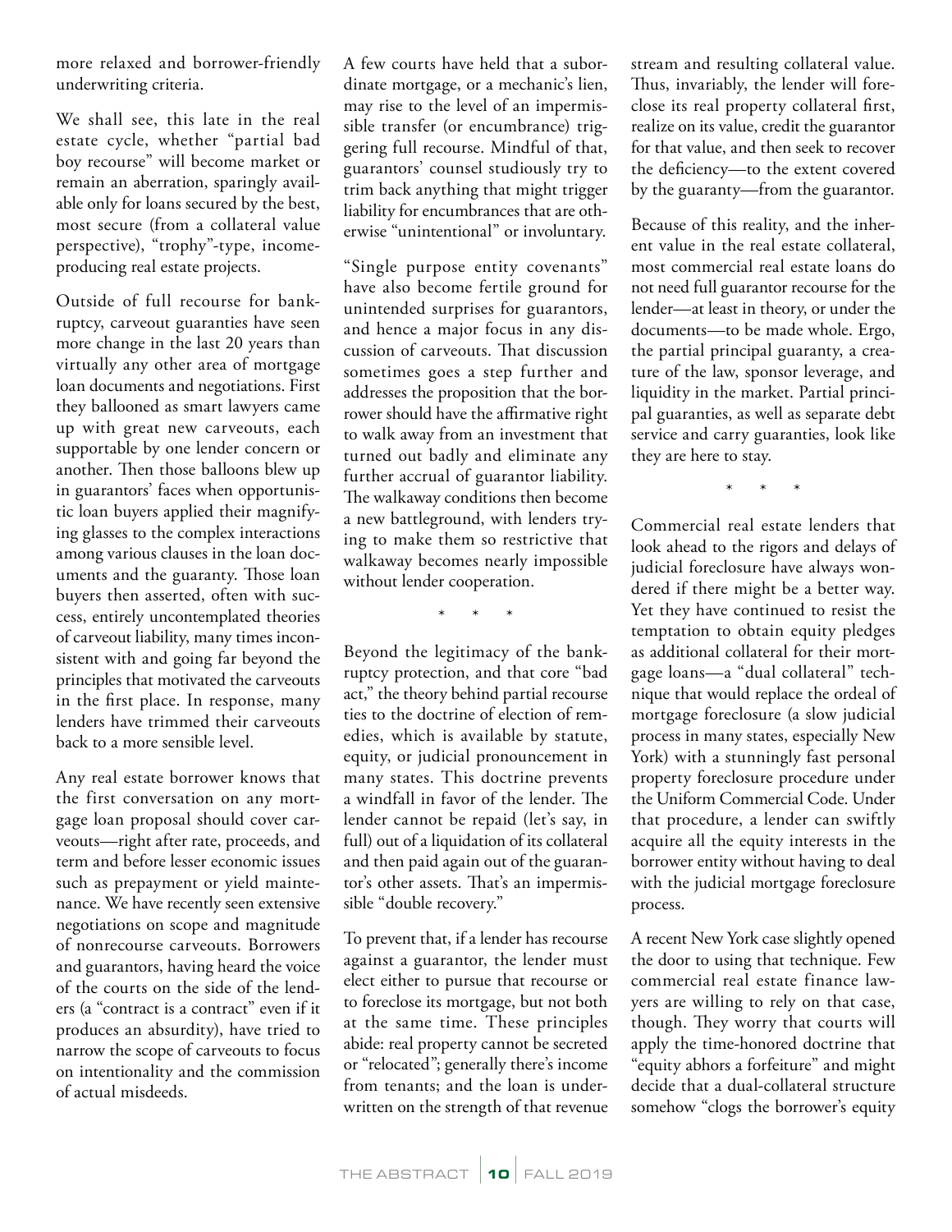more relaxed and borrower-friendly underwriting criteria.

We shall see, this late in the real estate cycle, whether "partial bad boy recourse" will become market or remain an aberration, sparingly available only for loans secured by the best, most secure (from a collateral value perspective), "trophy"-type, income-producing real estate projects.

Outside of full recourse for bankruptcy, carveout guaranties have seen more change in the last 20 years than virtually any other area of mortgage loan documents and negotiations. First they ballooned as smart lawyers came up with great new carveouts, each supportable by one lender concern or another. Then those balloons blew up in guarantors' faces when opportunistic loan buyers applied their magnifying glasses to the complex interactions among various clauses in the loan documents and the guaranty. Those loan buyers then asserted, often with success, entirely uncontemplated theories of carveout liability, many times inconsistent with and going far beyond the principles that motivated the carveouts in the first place. In response, many lenders have trimmed their carveouts back to a more sensible level.

Any real estate borrower knows that the first conversation on any mortgage loan proposal should cover carveouts—right after rate, proceeds, and term and before lesser economic issues such as prepayment or yield maintenance. We have recently seen extensive negotiations on scope and magnitude of nonrecourse carveouts. Borrowers and guarantors, having heard the voice of the courts on the side of the lenders (a "contract is a contract" even if it produces an absurdity), have tried to narrow the scope of carveouts to focus on intentionality and the commission of actual misdeeds.

A few courts have held that a subordinate mortgage, or a mechanic's lien, may rise to the level of an impermissible transfer (or encumbrance) triggering full recourse. Mindful of that, guarantors' counsel studiously try to trim back anything that might trigger liability for encumbrances that are otherwise "unintentional" or involuntary.

"Single purpose entity covenants" have also become fertile ground for unintended surprises for guarantors, and hence a major focus in any discussion of carveouts. That discussion sometimes goes a step further and addresses the proposition that the borrower should have the affirmative right to walk away from an investment that turned out badly and eliminate any further accrual of guarantor liability. The walkaway conditions then become a new battleground, with lenders trying to make them so restrictive that walkaway becomes nearly impossible without lender cooperation.

\* \* \*

Beyond the legitimacy of the bankruptcy protection, and that core "bad act," the theory behind partial recourse ties to the doctrine of election of remedies, which is available by statute, equity, or judicial pronouncement in many states. This doctrine prevents a windfall in favor of the lender. The lender cannot be repaid (let's say, in full) out of a liquidation of its collateral and then paid again out of the guarantor's other assets. That's an impermissible "double recovery."

To prevent that, if a lender has recourse against a guarantor, the lender must elect either to pursue that recourse or to foreclose its mortgage, but not both at the same time. These principles abide: real property cannot be secreted or "relocated"; generally there's income from tenants; and the loan is underwritten on the strength of that revenue stream and resulting collateral value. Thus, invariably, the lender will foreclose its real property collateral first, realize on its value, credit the guarantor for that value, and then seek to recover the deficiency—to the extent covered by the guaranty—from the guarantor.

Because of this reality, and the inherent value in the real estate collateral, most commercial real estate loans do not need full guarantor recourse for the lender—at least in theory, or under the documents—to be made whole. Ergo, the partial principal guaranty, a creature of the law, sponsor leverage, and liquidity in the market. Partial principal guaranties, as well as separate debt service and carry guaranties, look like they are here to stay.

\* \* \*

Commercial real estate lenders that look ahead to the rigors and delays of judicial foreclosure have always wondered if there might be a better way. Yet they have continued to resist the temptation to obtain equity pledges as additional collateral for their mortgage loans—a "dual collateral" technique that would replace the ordeal of mortgage foreclosure (a slow judicial process in many states, especially New York) with a stunningly fast personal property foreclosure procedure under the Uniform Commercial Code. Under that procedure, a lender can swiftly acquire all the equity interests in the borrower entity without having to deal with the judicial mortgage foreclosure process.

A recent New York case slightly opened the door to using that technique. Few commercial real estate finance lawyers are willing to rely on that case, though. They worry that courts will apply the time-honored doctrine that "equity abhors a forfeiture" and might decide that a dual-collateral structure somehow "clogs the borrower's equity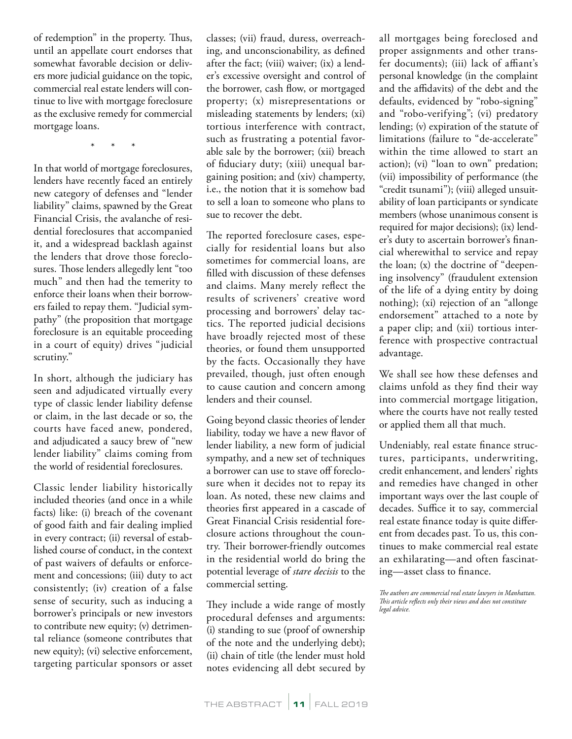of redemption" in the property. Thus, until an appellate court endorses that somewhat favorable decision or delivers more judicial guidance on the topic, commercial real estate lenders will continue to live with mortgage foreclosure as the exclusive remedy for commercial mortgage loans.

\* \* \*

In that world of mortgage foreclosures, lenders have recently faced an entirely new category of defenses and "lender liability" claims, spawned by the Great Financial Crisis, the avalanche of residential foreclosures that accompanied it, and a widespread backlash against the lenders that drove those foreclosures. Those lenders allegedly lent "too much" and then had the temerity to enforce their loans when their borrowers failed to repay them. "Judicial sympathy" (the proposition that mortgage foreclosure is an equitable proceeding in a court of equity) drives "judicial scrutiny."

In short, although the judiciary has seen and adjudicated virtually every type of classic lender liability defense or claim, in the last decade or so, the courts have faced anew, pondered, and adjudicated a saucy brew of "new lender liability" claims coming from the world of residential foreclosures.

Classic lender liability historically included theories (and once in a while facts) like: (i) breach of the covenant of good faith and fair dealing implied in every contract; (ii) reversal of established course of conduct, in the context of past waivers of defaults or enforcement and concessions; (iii) duty to act consistently; (iv) creation of a false sense of security, such as inducing a borrower's principals or new investors to contribute new equity; (v) detrimental reliance (someone contributes that new equity); (vi) selective enforcement, targeting particular sponsors or asset classes; (vii) fraud, duress, overreaching, and unconscionability, as defined after the fact; (viii) waiver; (ix) a lender's excessive oversight and control of the borrower, cash flow, or mortgaged property; (x) misrepresentations or misleading statements by lenders; (xi) tortious interference with contract, such as frustrating a potential favorable sale by the borrower; (xii) breach of fiduciary duty; (xiii) unequal bargaining position; and (xiv) champerty, i.e., the notion that it is somehow bad to sell a loan to someone who plans to sue to recover the debt.

The reported foreclosure cases, especially for residential loans but also sometimes for commercial loans, are filled with discussion of these defenses and claims. Many merely reflect the results of scriveners' creative word processing and borrowers' delay tactics. The reported judicial decisions have broadly rejected most of these theories, or found them unsupported by the facts. Occasionally they have prevailed, though, just often enough to cause caution and concern among lenders and their counsel.

Going beyond classic theories of lender liability, today we have a new flavor of lender liability, a new form of judicial sympathy, and a new set of techniques a borrower can use to stave off foreclosure when it decides not to repay its loan. As noted, these new claims and theories first appeared in a cascade of Great Financial Crisis residential foreclosure actions throughout the country. Their borrower-friendly outcomes in the residential world do bring the potential leverage of *stare decisis* to the commercial setting.

They include a wide range of mostly procedural defenses and arguments: (i) standing to sue (proof of ownership of the note and the underlying debt); (ii) chain of title (the lender must hold notes evidencing all debt secured by all mortgages being foreclosed and proper assignments and other transfer documents); (iii) lack of affiant's personal knowledge (in the complaint and the affidavits) of the debt and the defaults, evidenced by "robo-signing" and "robo-verifying"; (vi) predatory lending; (v) expiration of the statute of limitations (failure to "de-accelerate" within the time allowed to start an action); (vi) "loan to own" predation; (vii) impossibility of performance (the "credit tsunami"); (viii) alleged unsuitability of loan participants or syndicate members (whose unanimous consent is required for major decisions); (ix) lender's duty to ascertain borrower's financial wherewithal to service and repay the loan; (x) the doctrine of "deepening insolvency" (fraudulent extension of the life of a dying entity by doing nothing); (xi) rejection of an "allonge endorsement" attached to a note by a paper clip; and (xii) tortious interference with prospective contractual advantage.

We shall see how these defenses and claims unfold as they find their way into commercial mortgage litigation, where the courts have not really tested or applied them all that much.

Undeniably, real estate finance structures, participants, underwriting, credit enhancement, and lenders' rights and remedies have changed in other important ways over the last couple of decades. Suffice it to say, commercial real estate finance today is quite different from decades past. To us, this continues to make commercial real estate an exhilarating—and often fascinating—asset class to finance.

*The authors are commercial real estate lawyers in Manhattan. This article reflects only their views and does not constitute legal advice.*